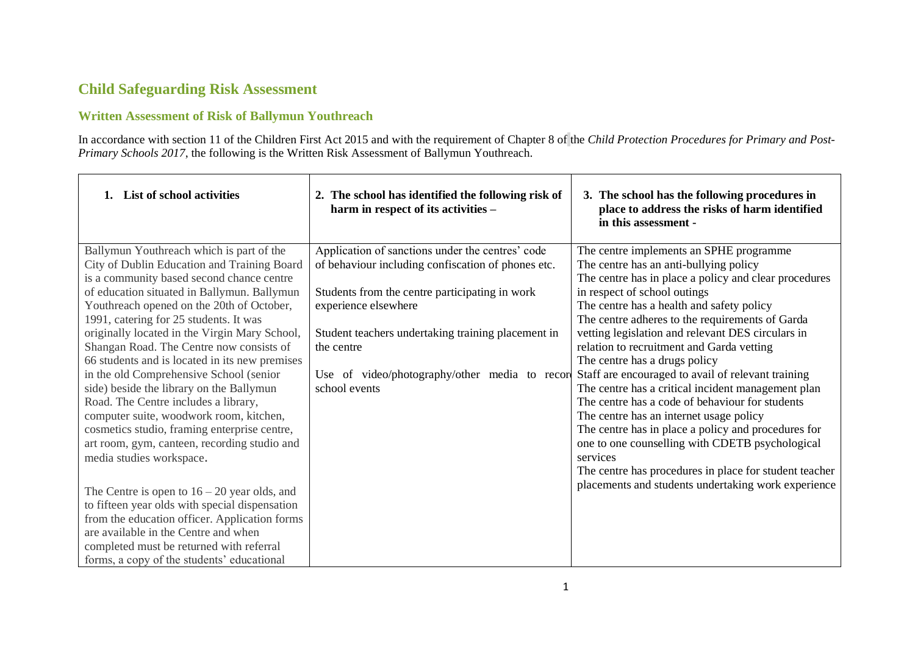## Child Safeguarding Risk Assessment

### Written Assessment of Risk of Ballymun Youthreach

In accordance with section 11 of the Children First Act 2015 and with the requirement of Chapter 8 of the *Child Protection Procedures for Primary and Post-Primary Schools 2017*, the following is the Written Risk Assessment of Ballymun Youthreach.

| 1. List of school activities | 2. The school has identified the following risk of harm in respect of its activities – | 3. The school has the following procedures in place to address the risks of harm identified in this assessment - |
| --- | --- | --- |
| Ballymun Youthreach which is part of the City of Dublin Education and Training Board is a community based second chance centre of education situated in Ballymun. Ballymun Youthreach opened on the 20th of October, 1991, catering for 25 students. It was originally located in the Virgin Mary School, Shangan Road. The Centre now consists of 66 students and is located in its new premises in the old Comprehensive School (senior side) beside the library on the Ballymun Road. The Centre includes a library, computer suite, woodwork room, kitchen, cosmetics studio, framing enterprise centre, art room, gym, canteen, recording studio and media studies workspace.<br><br>The Centre is open to 16 – 20 year olds, and to fifteen year olds with special dispensation from the education officer. Application forms are available in the Centre and when completed must be returned with referral forms, a copy of the students' educational | Application of sanctions under the centres' code of behaviour including confiscation of phones etc.<br><br>Students from the centre participating in work experience elsewhere<br><br>Student teachers undertaking training placement in the centre<br><br>Use of video/photography/other media to record school events | The centre implements an SPHE programme<br>The centre has an anti-bullying policy<br>The centre has in place a policy and clear procedures in respect of school outings<br>The centre has a health and safety policy<br>The centre adheres to the requirements of Garda vetting legislation and relevant DES circulars in relation to recruitment and Garda vetting<br>The centre has a drugs policy<br>Staff are encouraged to avail of relevant training<br>The centre has a critical incident management plan<br>The centre has a code of behaviour for students<br>The centre has an internet usage policy<br>The centre has in place a policy and procedures for one to one counselling with CDETB psychological services<br>The centre has procedures in place for student teacher placements and students undertaking work experience |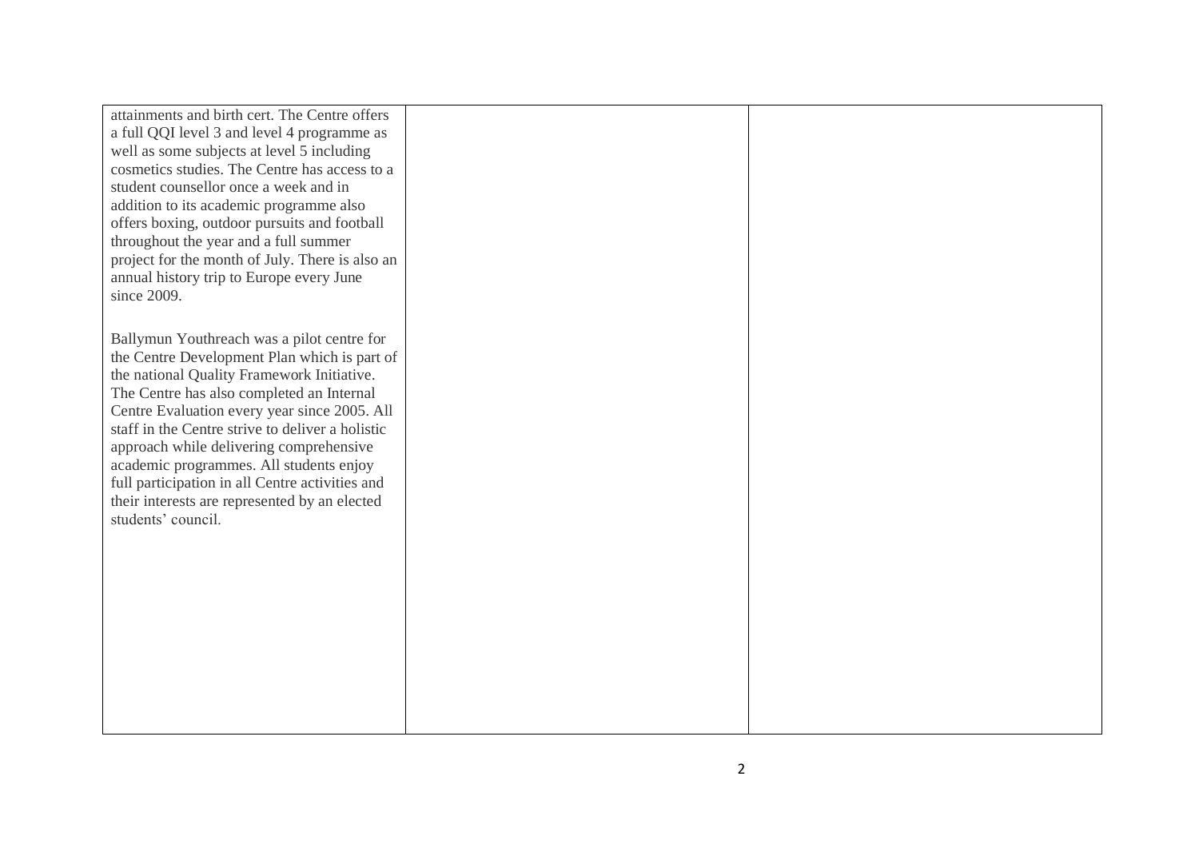| | | |
|---|---|---|
| attainments and birth cert. The Centre offers a full QQI level 3 and level 4 programme as well as some subjects at level 5 including cosmetics studies. The Centre has access to a student counsellor once a week and in addition to its academic programme also offers boxing, outdoor pursuits and football throughout the year and a full summer project for the month of July. There is also an annual history trip to Europe every June since 2009.<br><br>Ballymun Youthreach was a pilot centre for the Centre Development Plan which is part of the national Quality Framework Initiative. The Centre has also completed an Internal Centre Evaluation every year since 2005. All staff in the Centre strive to deliver a holistic approach while delivering comprehensive academic programmes. All students enjoy full participation in all Centre activities and their interests are represented by an elected students' council. | | |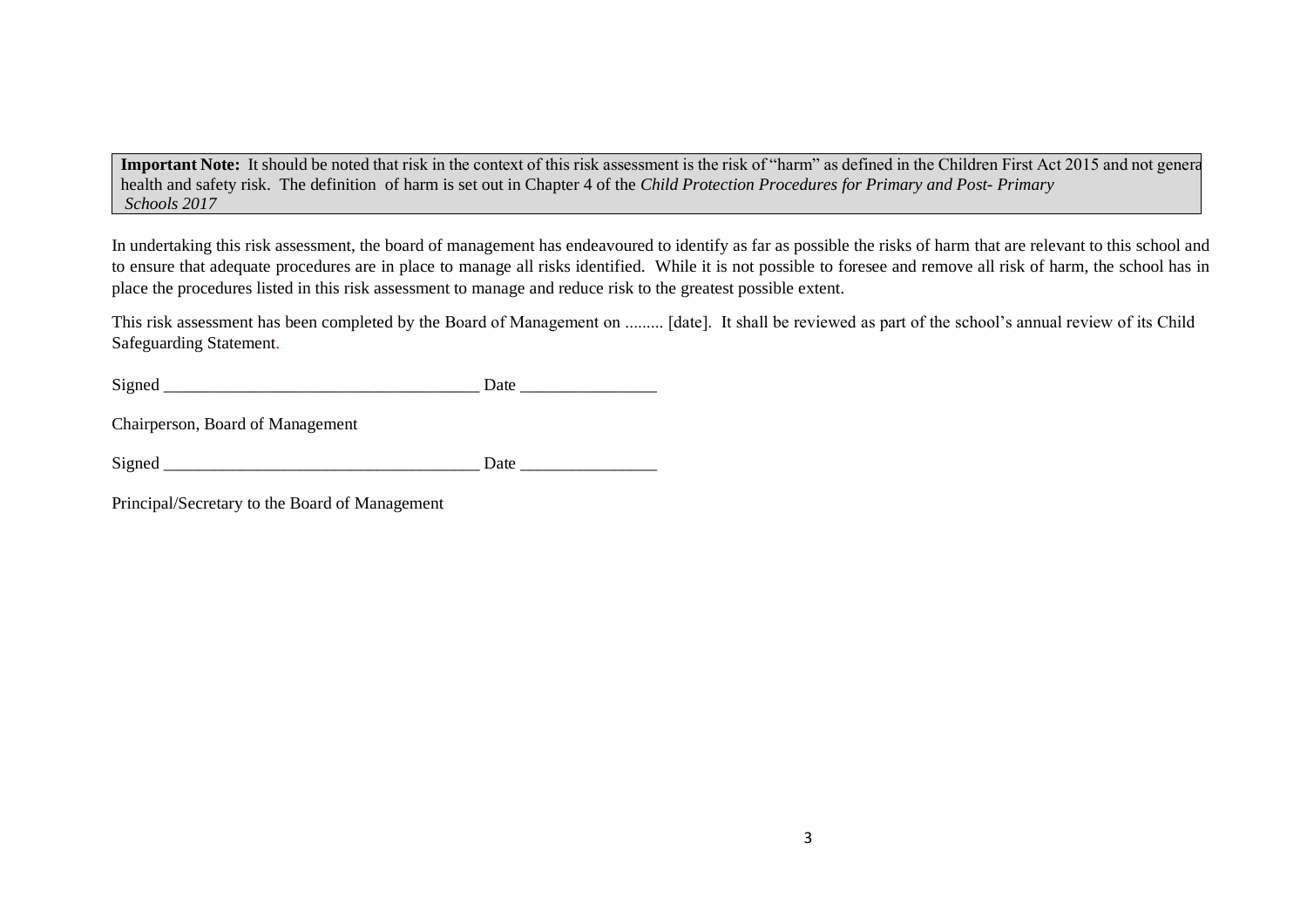**Important Note:** It should be noted that risk in the context of this risk assessment is the risk of "harm" as defined in the Children First Act 2015 and not general health and safety risk. The definition of harm is set out in Chapter 4 of the *Child Protection Procedures for Primary and Post- Primary Schools 2017*

In undertaking this risk assessment, the board of management has endeavoured to identify as far as possible the risks of harm that are relevant to this school and to ensure that adequate procedures are in place to manage all risks identified. While it is not possible to foresee and remove all risk of harm, the school has in place the procedures listed in this risk assessment to manage and reduce risk to the greatest possible extent.

This risk assessment has been completed by the Board of Management on ......... [date]. It shall be reviewed as part of the school's annual review of its Child Safeguarding Statement.

Signed ____________________________________ Date ________________

Chairperson, Board of Management

Signed ____________________________________ Date ________________

Principal/Secretary to the Board of Management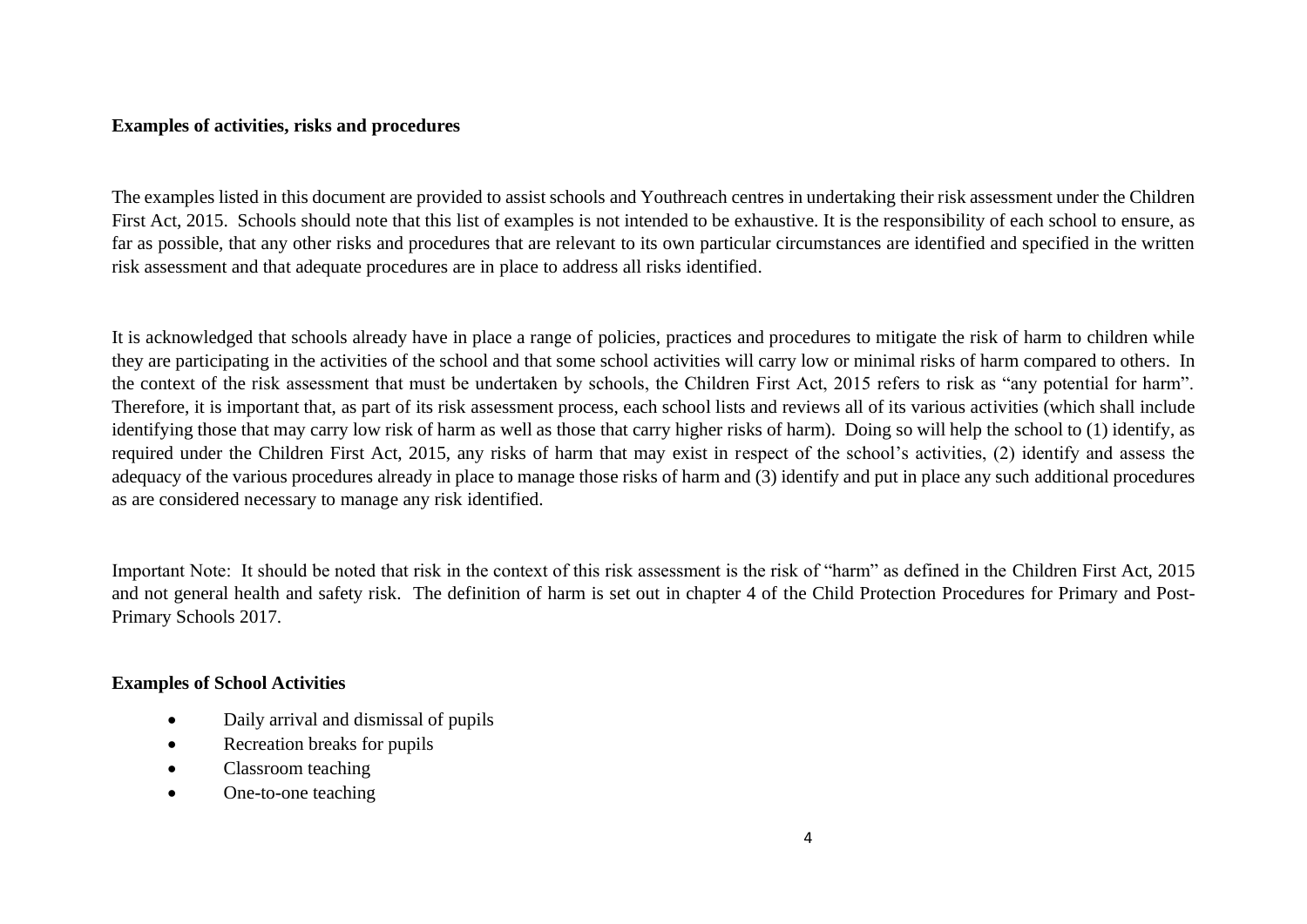**Examples of activities, risks and procedures**

The examples listed in this document are provided to assist schools and Youthreach centres in undertaking their risk assessment under the Children First Act, 2015. Schools should note that this list of examples is not intended to be exhaustive. It is the responsibility of each school to ensure, as far as possible, that any other risks and procedures that are relevant to its own particular circumstances are identified and specified in the written risk assessment and that adequate procedures are in place to address all risks identified.

It is acknowledged that schools already have in place a range of policies, practices and procedures to mitigate the risk of harm to children while they are participating in the activities of the school and that some school activities will carry low or minimal risks of harm compared to others. In the context of the risk assessment that must be undertaken by schools, the Children First Act, 2015 refers to risk as "any potential for harm". Therefore, it is important that, as part of its risk assessment process, each school lists and reviews all of its various activities (which shall include identifying those that may carry low risk of harm as well as those that carry higher risks of harm). Doing so will help the school to (1) identify, as required under the Children First Act, 2015, any risks of harm that may exist in respect of the school's activities, (2) identify and assess the adequacy of the various procedures already in place to manage those risks of harm and (3) identify and put in place any such additional procedures as are considered necessary to manage any risk identified.

Important Note: It should be noted that risk in the context of this risk assessment is the risk of "harm" as defined in the Children First Act, 2015 and not general health and safety risk. The definition of harm is set out in chapter 4 of the Child Protection Procedures for Primary and Post-Primary Schools 2017.

**Examples of School Activities**

- Daily arrival and dismissal of pupils
- Recreation breaks for pupils
- Classroom teaching
- One-to-one teaching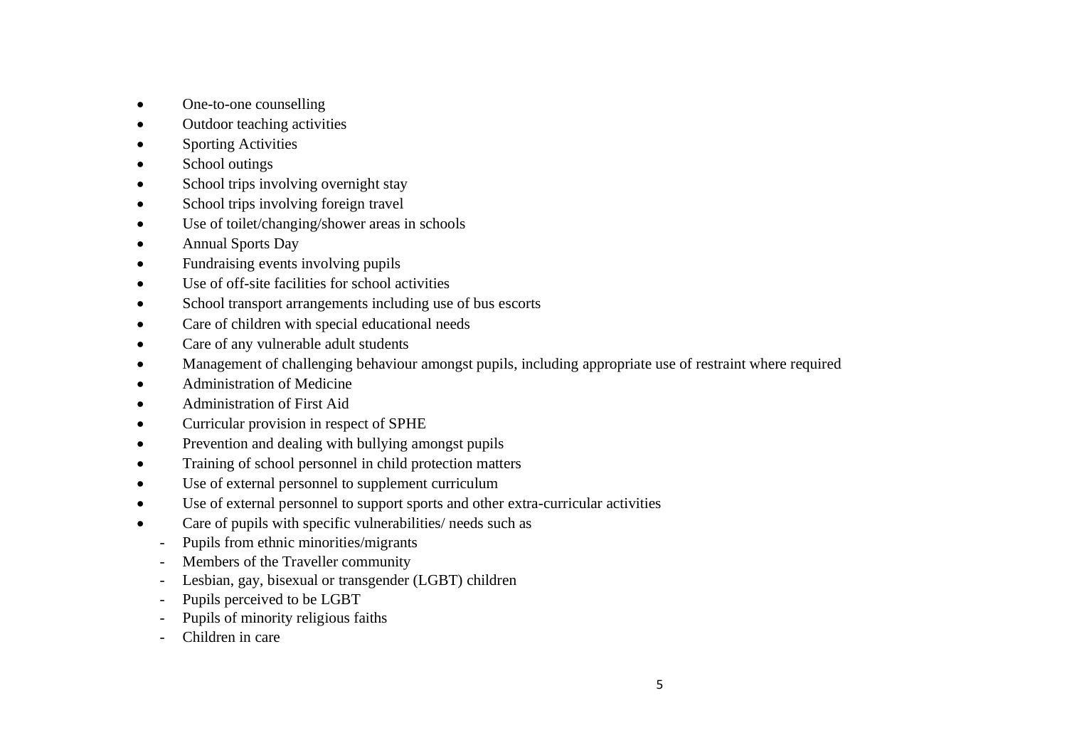- One-to-one counselling
- Outdoor teaching activities
- Sporting Activities
- School outings
- School trips involving overnight stay
- School trips involving foreign travel
- Use of toilet/changing/shower areas in schools
- Annual Sports Day
- Fundraising events involving pupils
- Use of off-site facilities for school activities
- School transport arrangements including use of bus escorts
- Care of children with special educational needs
- Care of any vulnerable adult students
- Management of challenging behaviour amongst pupils, including appropriate use of restraint where required
- Administration of Medicine
- Administration of First Aid
- Curricular provision in respect of SPHE
- Prevention and dealing with bullying amongst pupils
- Training of school personnel in child protection matters
- Use of external personnel to supplement curriculum
- Use of external personnel to support sports and other extra-curricular activities
- Care of pupils with specific vulnerabilities/ needs such as
  - Pupils from ethnic minorities/migrants
  - Members of the Traveller community
  - Lesbian, gay, bisexual or transgender (LGBT) children
  - Pupils perceived to be LGBT
  - Pupils of minority religious faiths
  - Children in care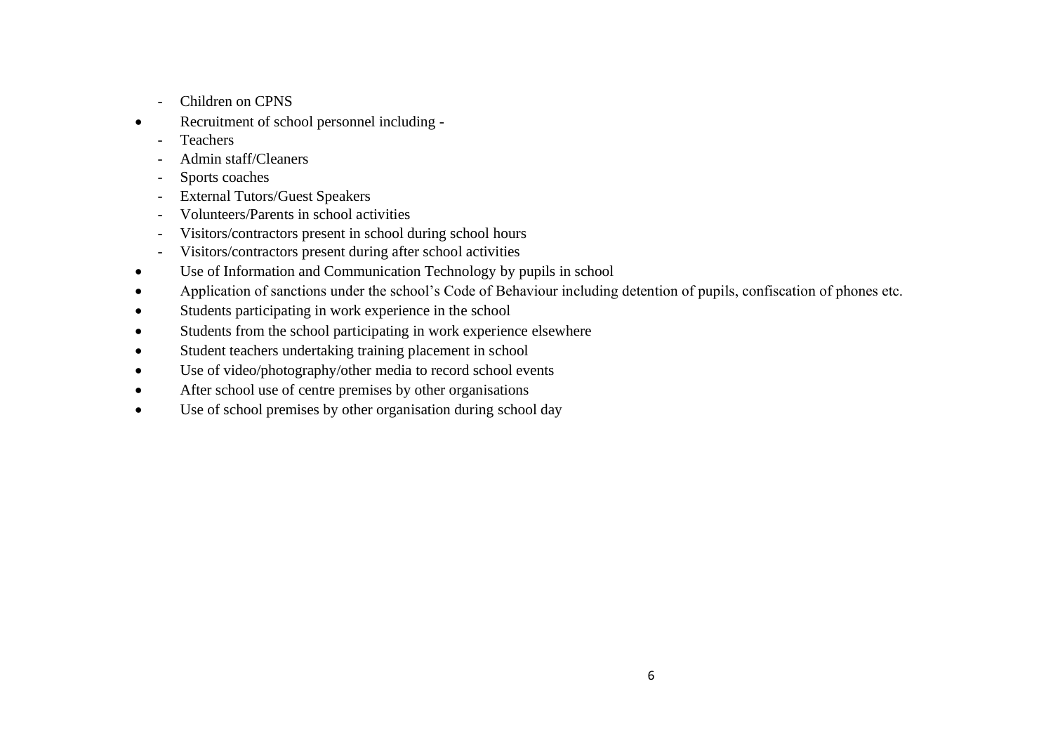- Children on CPNS
- Recruitment of school personnel including -
  - Teachers
  - Admin staff/Cleaners
  - Sports coaches
  - External Tutors/Guest Speakers
  - Volunteers/Parents in school activities
  - Visitors/contractors present in school during school hours
  - Visitors/contractors present during after school activities
- Use of Information and Communication Technology by pupils in school
- Application of sanctions under the school's Code of Behaviour including detention of pupils, confiscation of phones etc.
- Students participating in work experience in the school
- Students from the school participating in work experience elsewhere
- Student teachers undertaking training placement in school
- Use of video/photography/other media to record school events
- After school use of centre premises by other organisations
- Use of school premises by other organisation during school day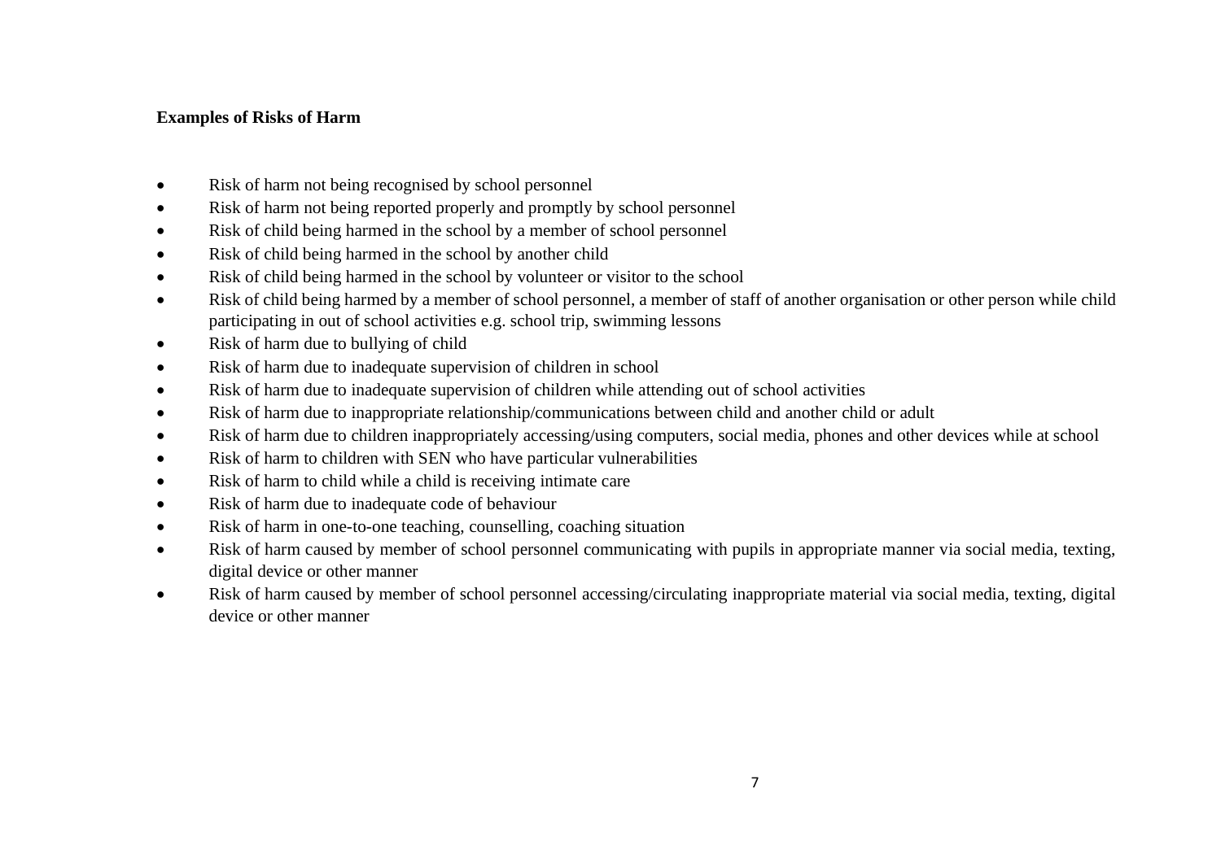**Examples of Risks of Harm**

- Risk of harm not being recognised by school personnel
- Risk of harm not being reported properly and promptly by school personnel
- Risk of child being harmed in the school by a member of school personnel
- Risk of child being harmed in the school by another child
- Risk of child being harmed in the school by volunteer or visitor to the school
- Risk of child being harmed by a member of school personnel, a member of staff of another organisation or other person while child participating in out of school activities e.g. school trip, swimming lessons
- Risk of harm due to bullying of child
- Risk of harm due to inadequate supervision of children in school
- Risk of harm due to inadequate supervision of children while attending out of school activities
- Risk of harm due to inappropriate relationship/communications between child and another child or adult
- Risk of harm due to children inappropriately accessing/using computers, social media, phones and other devices while at school
- Risk of harm to children with SEN who have particular vulnerabilities
- Risk of harm to child while a child is receiving intimate care
- Risk of harm due to inadequate code of behaviour
- Risk of harm in one-to-one teaching, counselling, coaching situation
- Risk of harm caused by member of school personnel communicating with pupils in appropriate manner via social media, texting, digital device or other manner
- Risk of harm caused by member of school personnel accessing/circulating inappropriate material via social media, texting, digital device or other manner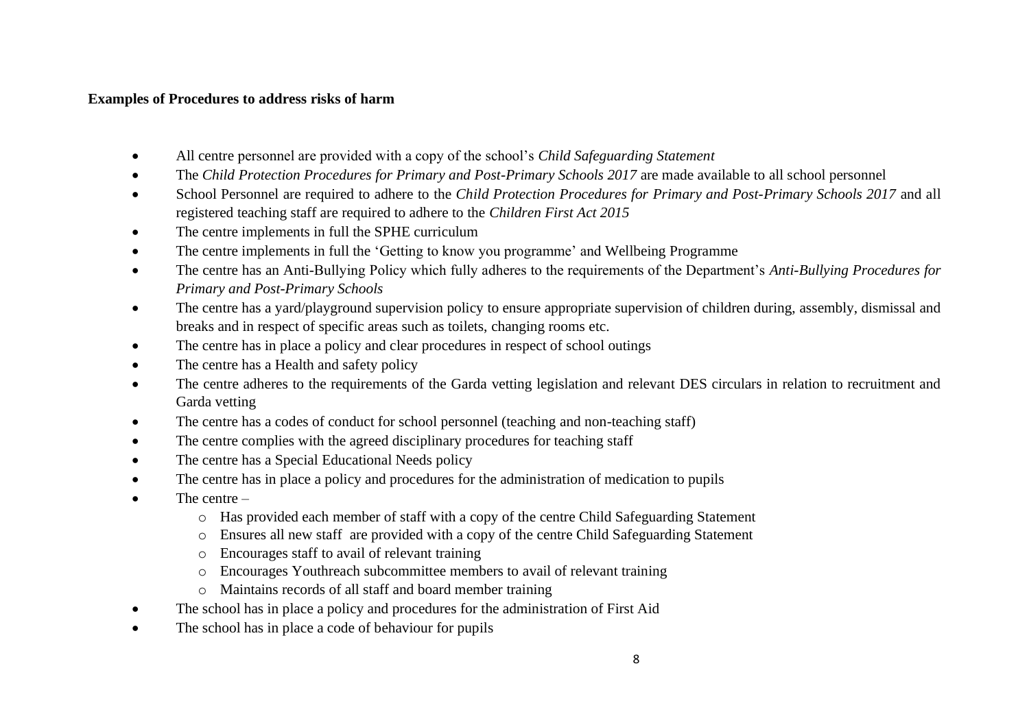**Examples of Procedures to address risks of harm**

- All centre personnel are provided with a copy of the school's *Child Safeguarding Statement*
- The *Child Protection Procedures for Primary and Post-Primary Schools 2017* are made available to all school personnel
- School Personnel are required to adhere to the *Child Protection Procedures for Primary and Post-Primary Schools 2017* and all registered teaching staff are required to adhere to the *Children First Act 2015*
- The centre implements in full the SPHE curriculum
- The centre implements in full the 'Getting to know you programme' and Wellbeing Programme
- The centre has an Anti-Bullying Policy which fully adheres to the requirements of the Department's *Anti-Bullying Procedures for Primary and Post-Primary Schools*
- The centre has a yard/playground supervision policy to ensure appropriate supervision of children during, assembly, dismissal and breaks and in respect of specific areas such as toilets, changing rooms etc.
- The centre has in place a policy and clear procedures in respect of school outings
- The centre has a Health and safety policy
- The centre adheres to the requirements of the Garda vetting legislation and relevant DES circulars in relation to recruitment and Garda vetting
- The centre has a codes of conduct for school personnel (teaching and non-teaching staff)
- The centre complies with the agreed disciplinary procedures for teaching staff
- The centre has a Special Educational Needs policy
- The centre has in place a policy and procedures for the administration of medication to pupils
- The centre –
  - Has provided each member of staff with a copy of the centre Child Safeguarding Statement
  - Ensures all new staff are provided with a copy of the centre Child Safeguarding Statement
  - Encourages staff to avail of relevant training
  - Encourages Youthreach subcommittee members to avail of relevant training
  - Maintains records of all staff and board member training
- The school has in place a policy and procedures for the administration of First Aid
- The school has in place a code of behaviour for pupils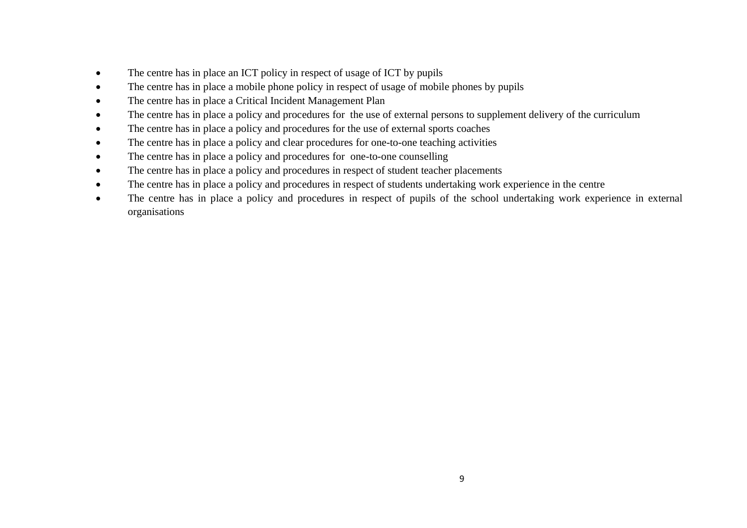- The centre has in place an ICT policy in respect of usage of ICT by pupils
- The centre has in place a mobile phone policy in respect of usage of mobile phones by pupils
- The centre has in place a Critical Incident Management Plan
- The centre has in place a policy and procedures for the use of external persons to supplement delivery of the curriculum
- The centre has in place a policy and procedures for the use of external sports coaches
- The centre has in place a policy and clear procedures for one-to-one teaching activities
- The centre has in place a policy and procedures for one-to-one counselling
- The centre has in place a policy and procedures in respect of student teacher placements
- The centre has in place a policy and procedures in respect of students undertaking work experience in the centre
- The centre has in place a policy and procedures in respect of pupils of the school undertaking work experience in external organisations